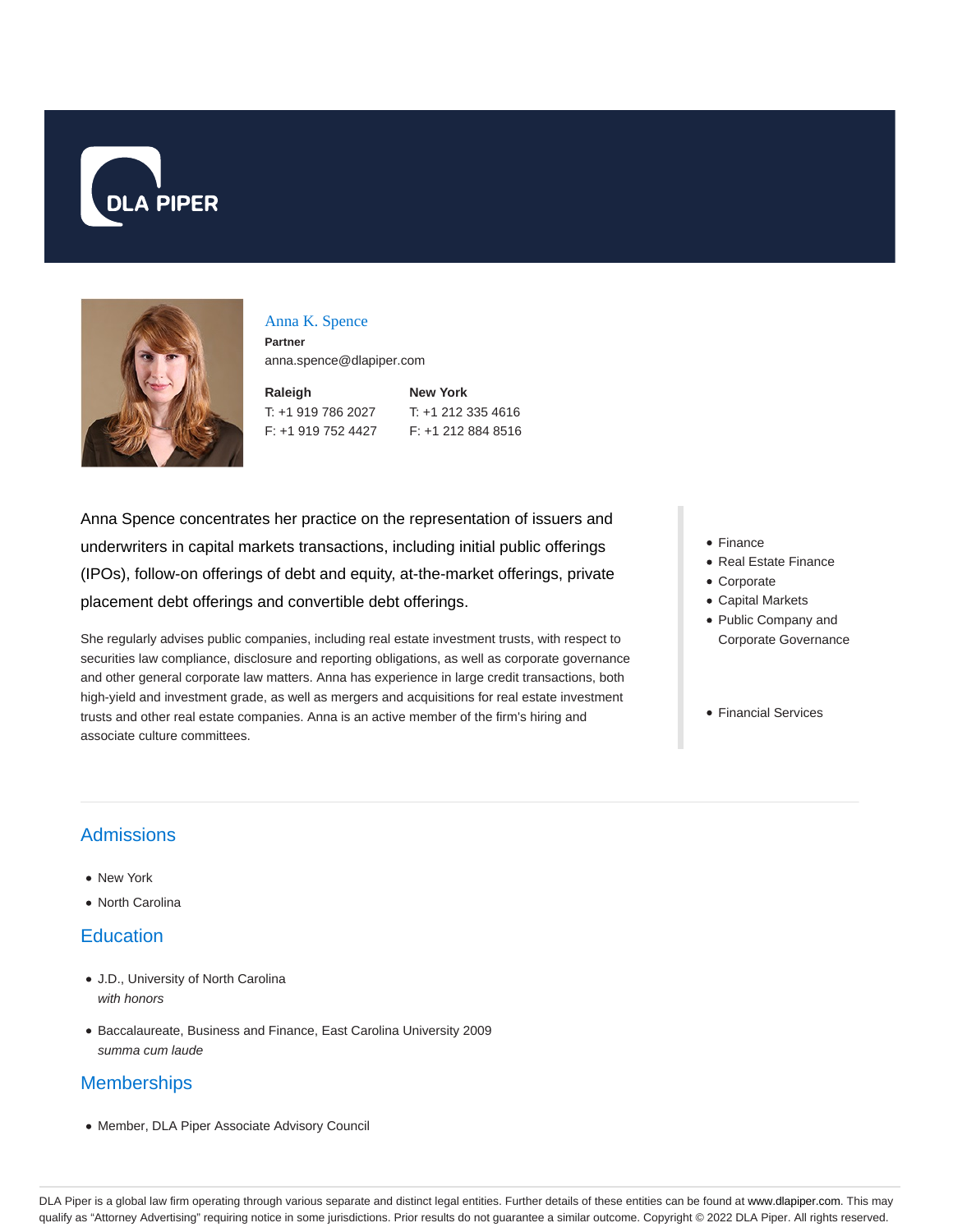DLA PIPER

# Anna K. Spence

**Partner**

anna.spence@dlapiper.com

**Raleigh**
T: +1 919 786 2027
F: +1 919 752 4427

**New York**
T: +1 212 335 4616
F: +1 212 884 8516

Anna Spence concentrates her practice on the representation of issuers and underwriters in capital markets transactions, including initial public offerings (IPOs), follow-on offerings of debt and equity, at-the-market offerings, private placement debt offerings and convertible debt offerings.

She regularly advises public companies, including real estate investment trusts, with respect to securities law compliance, disclosure and reporting obligations, as well as corporate governance and other general corporate law matters. Anna has experience in large credit transactions, both high-yield and investment grade, as well as mergers and acquisitions for real estate investment trusts and other real estate companies. Anna is an active member of the firm's hiring and associate culture committees.

- Finance
- Real Estate Finance
- Corporate
- Capital Markets
- Public Company and Corporate Governance

- Financial Services

## Admissions

- New York
- North Carolina

## Education

- J.D., University of North Carolina
  *with honors*
- Baccalaureate, Business and Finance, East Carolina University 2009
  *summa cum laude*

## Memberships

- Member, DLA Piper Associate Advisory Council

DLA Piper is a global law firm operating through various separate and distinct legal entities. Further details of these entities can be found at www.dlapiper.com. This may qualify as "Attorney Advertising" requiring notice in some jurisdictions. Prior results do not guarantee a similar outcome. Copyright © 2022 DLA Piper. All rights reserved.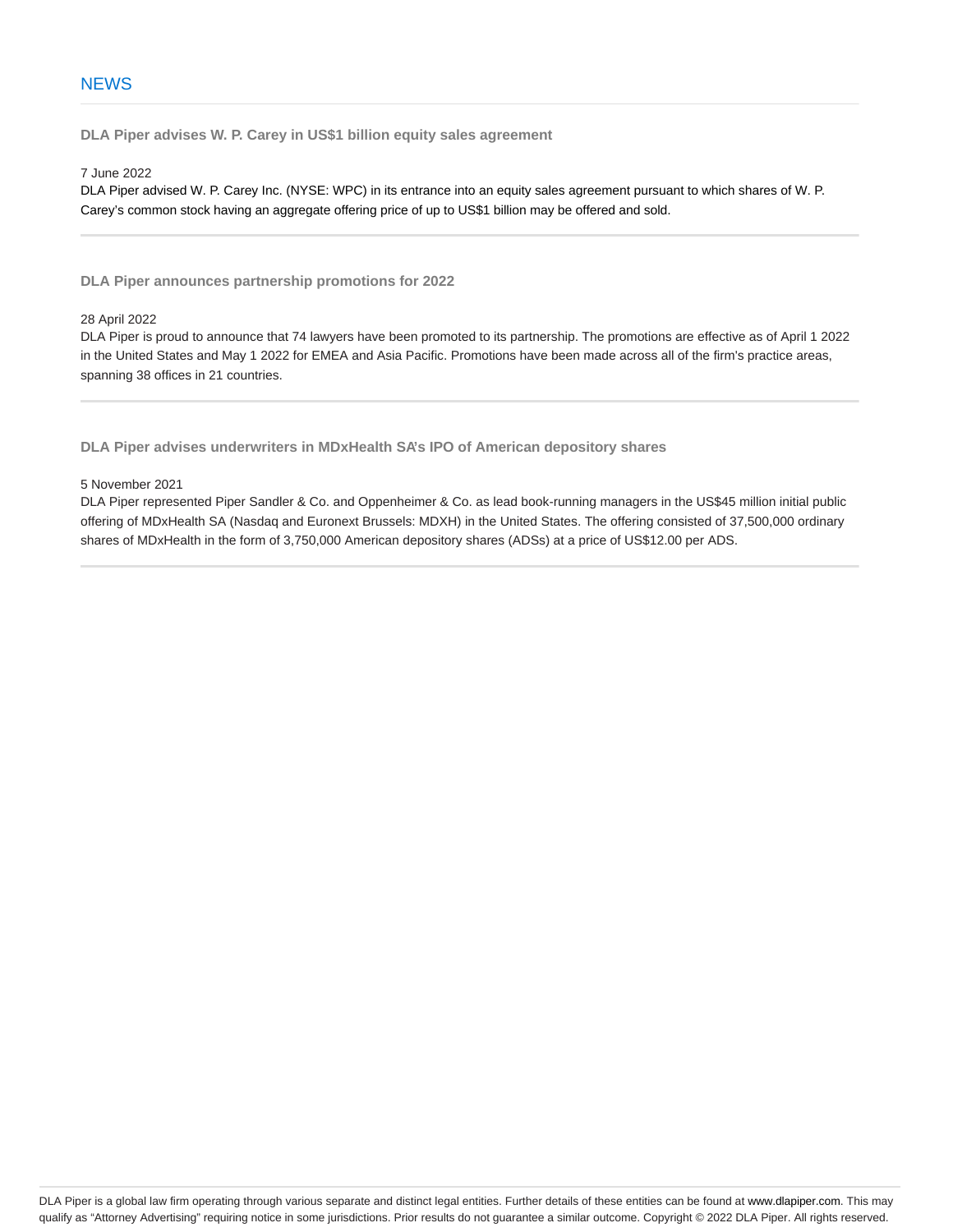## NEWS

### DLA Piper advises W. P. Carey in US$1 billion equity sales agreement

7 June 2022

DLA Piper advised W. P. Carey Inc. (NYSE: WPC) in its entrance into an equity sales agreement pursuant to which shares of W. P. Carey's common stock having an aggregate offering price of up to US$1 billion may be offered and sold.

### DLA Piper announces partnership promotions for 2022

28 April 2022

DLA Piper is proud to announce that 74 lawyers have been promoted to its partnership. The promotions are effective as of April 1 2022 in the United States and May 1 2022 for EMEA and Asia Pacific. Promotions have been made across all of the firm's practice areas, spanning 38 offices in 21 countries.

### DLA Piper advises underwriters in MDxHealth SA's IPO of American depository shares

5 November 2021

DLA Piper represented Piper Sandler & Co. and Oppenheimer & Co. as lead book-running managers in the US$45 million initial public offering of MDxHealth SA (Nasdaq and Euronext Brussels: MDXH) in the United States. The offering consisted of 37,500,000 ordinary shares of MDxHealth in the form of 3,750,000 American depository shares (ADSs) at a price of US$12.00 per ADS.

DLA Piper is a global law firm operating through various separate and distinct legal entities. Further details of these entities can be found at www.dlapiper.com. This may qualify as "Attorney Advertising" requiring notice in some jurisdictions. Prior results do not guarantee a similar outcome. Copyright © 2022 DLA Piper. All rights reserved.